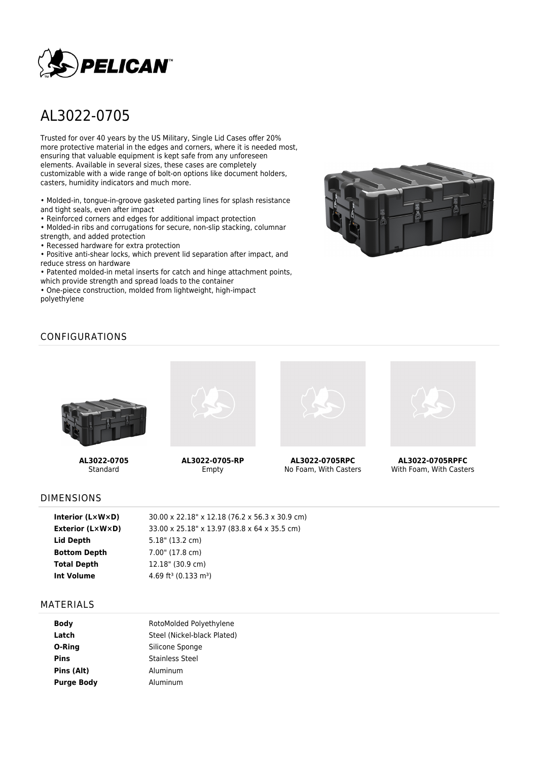# AL3022-0705

Trusted for over 40 years by the US Military, Single Lid Cases offer 20% more protective material in the edges and corners, where it is needed most, ensuring that valuable equipment is kept safe from any unforeseen elements. Available in several sizes, these cases are completely customizable with a wide range of bolt-on options like document holders, casters, humidity indicators and much more.

- Molded-in, tongue-in-groove gasketed parting lines for splash resistance and tight seals, even after impact
- Reinforced corners and edges for additional impact protection
- Molded-in ribs and corrugations for secure, non-slip stacking, columnar strength, and added protection
- Recessed hardware for extra protection
- Positive anti-shear locks, which prevent lid separation after impact, and reduce stress on hardware
- Patented molded-in metal inserts for catch and hinge attachment points, which provide strength and spread loads to the container
- One-piece construction, molded from lightweight, high-impact polyethylene

## CONFIGURATIONS

| **AL3022-0705** | **AL3022-0705-RP** | **AL3022-0705RPC** | **AL3022-0705RPFC** |
|---|---|---|---|
| Standard | Empty | No Foam, With Casters | With Foam, With Casters |

## DIMENSIONS

| | |
|---|---|
| **Interior (L×W×D)** | 30.00 x 22.18" x 12.18 (76.2 x 56.3 x 30.9 cm) |
| **Exterior (L×W×D)** | 33.00 x 25.18" x 13.97 (83.8 x 64 x 35.5 cm) |
| **Lid Depth** | 5.18" (13.2 cm) |
| **Bottom Depth** | 7.00" (17.8 cm) |
| **Total Depth** | 12.18" (30.9 cm) |
| **Int Volume** | 4.69 $ft^3$ (0.133 $m^3$) |

## MATERIALS

| | |
|---|---|
| **Body** | RotoMolded Polyethylene |
| **Latch** | Steel (Nickel-black Plated) |
| **O-Ring** | Silicone Sponge |
| **Pins** | Stainless Steel |
| **Pins (Alt)** | Aluminum |
| **Purge Body** | Aluminum |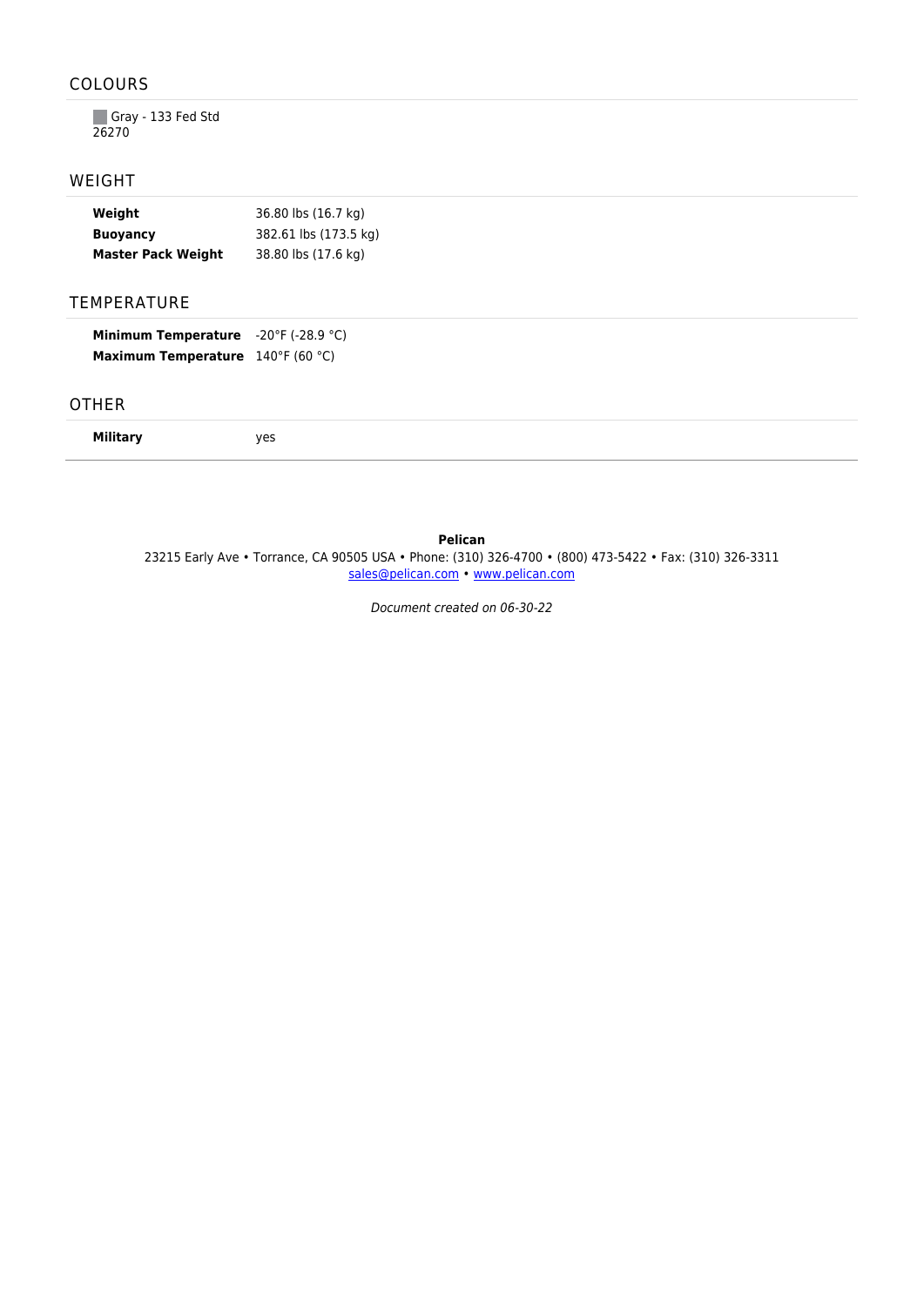## COLOURS

Gray - 133 Fed Std 26270

## WEIGHT

| | |
|---|---|
| **Weight** | 36.80 lbs (16.7 kg) |
| **Buoyancy** | 382.61 lbs (173.5 kg) |
| **Master Pack Weight** | 38.80 lbs (17.6 kg) |

## TEMPERATURE

| | |
|---|---|
| **Minimum Temperature** | -20°F (-28.9 °C) |
| **Maximum Temperature** | 140°F (60 °C) |

## OTHER

| | |
|---|---|
| **Military** | yes |

**Pelican**

23215 Early Ave • Torrance, CA 90505 USA • Phone: (310) 326-4700 • (800) 473-5422 • Fax: (310) 326-3311

sales@pelican.com • www.pelican.com

*Document created on 06-30-22*